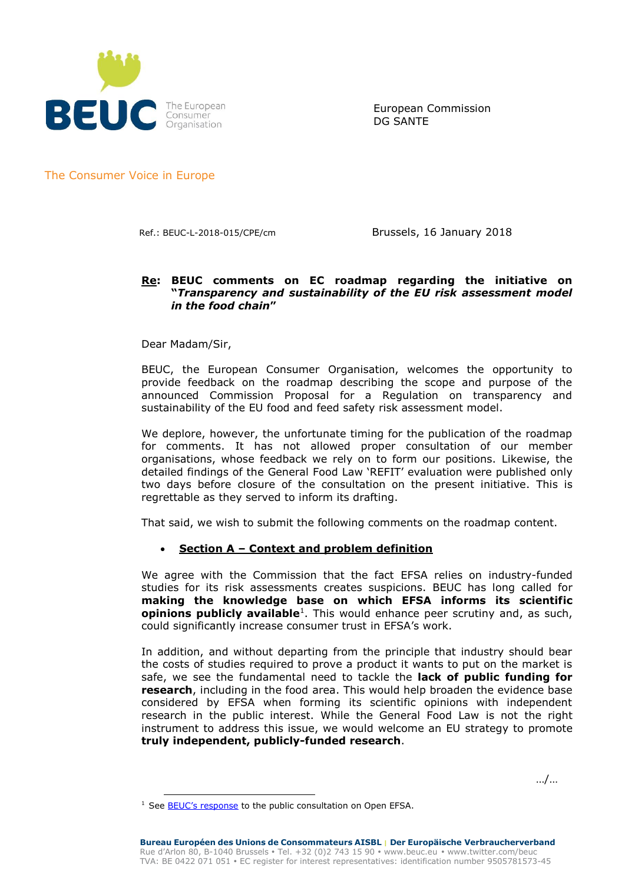BEUC The European Consumer Organisation

The Consumer Voice in Europe

European Commission
DG SANTE

Ref.: BEUC-L-2018-015/CPE/cm

Brussels, 16 January 2018

**Re: BEUC comments on EC roadmap regarding the initiative on "*Transparency and sustainability of the EU risk assessment model in the food chain*"**

Dear Madam/Sir,

BEUC, the European Consumer Organisation, welcomes the opportunity to provide feedback on the roadmap describing the scope and purpose of the announced Commission Proposal for a Regulation on transparency and sustainability of the EU food and feed safety risk assessment model.

We deplore, however, the unfortunate timing for the publication of the roadmap for comments. It has not allowed proper consultation of our member organisations, whose feedback we rely on to form our positions. Likewise, the detailed findings of the General Food Law 'REFIT' evaluation were published only two days before closure of the consultation on the present initiative. This is regrettable as they served to inform its drafting.

That said, we wish to submit the following comments on the roadmap content.

- **Section A – Context and problem definition**

We agree with the Commission that the fact EFSA relies on industry-funded studies for its risk assessments creates suspicions. BEUC has long called for **making the knowledge base on which EFSA informs its scientific opinions publicly available**[1]. This would enhance peer scrutiny and, as such, could significantly increase consumer trust in EFSA's work.

In addition, and without departing from the principle that industry should bear the costs of studies required to prove a product it wants to put on the market is safe, we see the fundamental need to tackle the **lack of public funding for research**, including in the food area. This would help broaden the evidence base considered by EFSA when forming its scientific opinions with independent research in the public interest. While the General Food Law is not the right instrument to address this issue, we would welcome an EU strategy to promote **truly independent, publicly-funded research**.

…/…

[1] See BEUC's response to the public consultation on Open EFSA.

**Bureau Européen des Unions de Consommateurs AISBL | Der Europäische Verbraucherverband**
Rue d'Arlon 80, B-1040 Brussels • Tel. +32 (0)2 743 15 90 • www.beuc.eu • www.twitter.com/beuc
TVA: BE 0422 071 051 • EC register for interest representatives: identification number 9505781573-45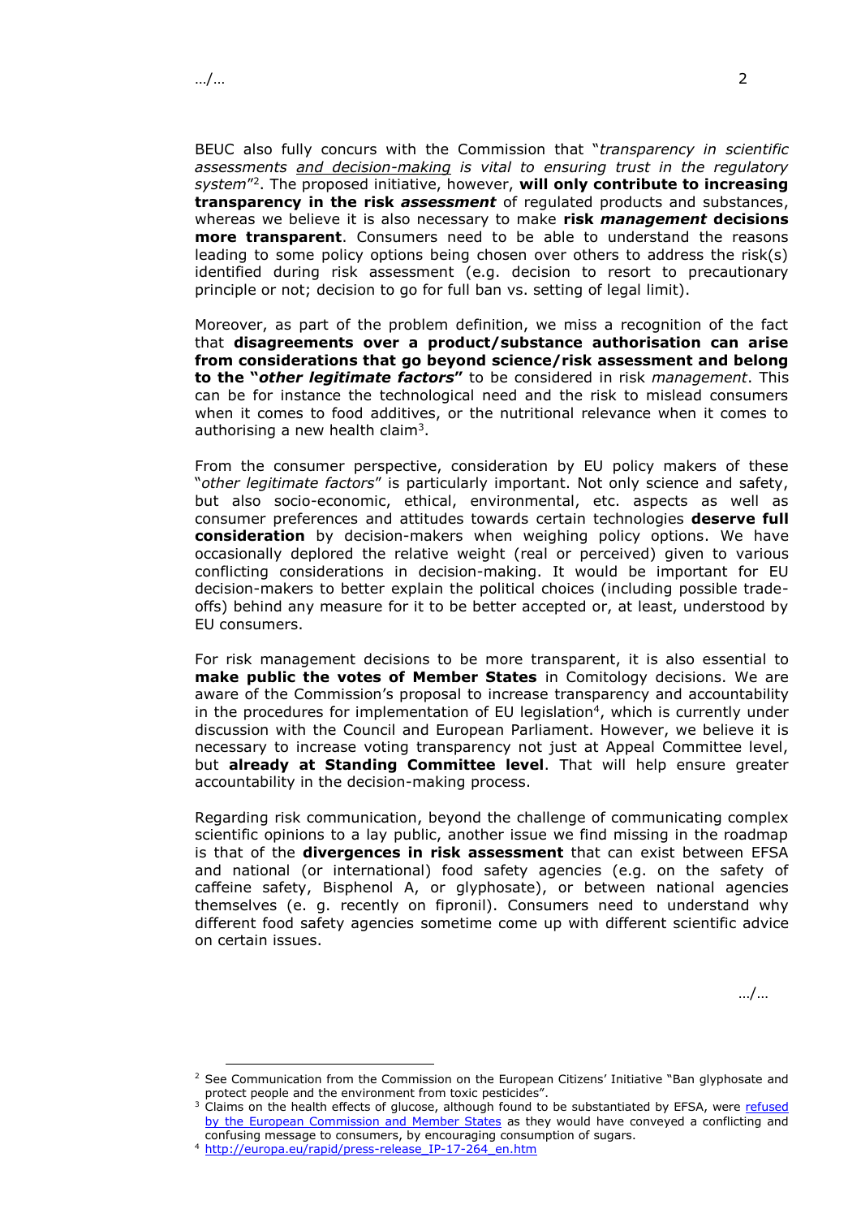BEUC also fully concurs with the Commission that "*transparency in scientific assessments and decision-making is vital to ensuring trust in the regulatory system*"[2]. The proposed initiative, however, **will only contribute to increasing transparency in the risk *assessment*** of regulated products and substances, whereas we believe it is also necessary to make **risk *management* decisions more transparent**. Consumers need to be able to understand the reasons leading to some policy options being chosen over others to address the risk(s) identified during risk assessment (e.g. decision to resort to precautionary principle or not; decision to go for full ban vs. setting of legal limit).

Moreover, as part of the problem definition, we miss a recognition of the fact that **disagreements over a product/substance authorisation can arise from considerations that go beyond science/risk assessment and belong to the "*other legitimate factors*"** to be considered in risk *management*. This can be for instance the technological need and the risk to mislead consumers when it comes to food additives, or the nutritional relevance when it comes to authorising a new health claim[3].

From the consumer perspective, consideration by EU policy makers of these "*other legitimate factors*" is particularly important. Not only science and safety, but also socio-economic, ethical, environmental, etc. aspects as well as consumer preferences and attitudes towards certain technologies **deserve full consideration** by decision-makers when weighing policy options. We have occasionally deplored the relative weight (real or perceived) given to various conflicting considerations in decision-making. It would be important for EU decision-makers to better explain the political choices (including possible trade-offs) behind any measure for it to be better accepted or, at least, understood by EU consumers.

For risk management decisions to be more transparent, it is also essential to **make public the votes of Member States** in Comitology decisions. We are aware of the Commission's proposal to increase transparency and accountability in the procedures for implementation of EU legislation[4], which is currently under discussion with the Council and European Parliament. However, we believe it is necessary to increase voting transparency not just at Appeal Committee level, but **already at Standing Committee level**. That will help ensure greater accountability in the decision-making process.

Regarding risk communication, beyond the challenge of communicating complex scientific opinions to a lay public, another issue we find missing in the roadmap is that of the **divergences in risk assessment** that can exist between EFSA and national (or international) food safety agencies (e.g. on the safety of caffeine safety, Bisphenol A, or glyphosate), or between national agencies themselves (e. g. recently on fipronil). Consumers need to understand why different food safety agencies sometime come up with different scientific advice on certain issues.

---

[2] See Communication from the Commission on the European Citizens' Initiative "Ban glyphosate and protect people and the environment from toxic pesticides".

[3] Claims on the health effects of glucose, although found to be substantiated by EFSA, were refused by the European Commission and Member States as they would have conveyed a conflicting and confusing message to consumers, by encouraging consumption of sugars.

[4] http://europa.eu/rapid/press-release_IP-17-264_en.htm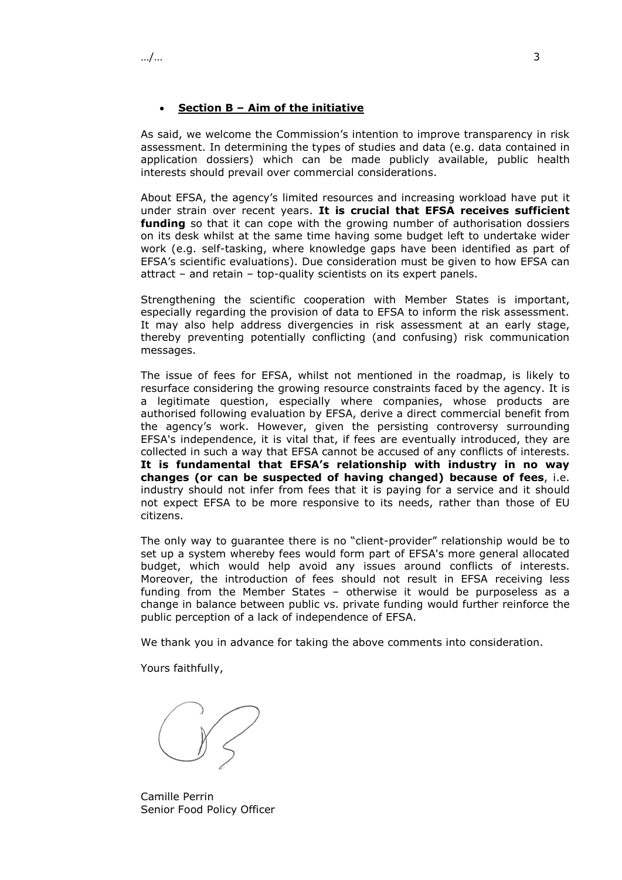…/…

- **Section B – Aim of the initiative**

As said, we welcome the Commission's intention to improve transparency in risk assessment. In determining the types of studies and data (e.g. data contained in application dossiers) which can be made publicly available, public health interests should prevail over commercial considerations.

About EFSA, the agency's limited resources and increasing workload have put it under strain over recent years. **It is crucial that EFSA receives sufficient funding** so that it can cope with the growing number of authorisation dossiers on its desk whilst at the same time having some budget left to undertake wider work (e.g. self-tasking, where knowledge gaps have been identified as part of EFSA's scientific evaluations). Due consideration must be given to how EFSA can attract – and retain – top-quality scientists on its expert panels.

Strengthening the scientific cooperation with Member States is important, especially regarding the provision of data to EFSA to inform the risk assessment. It may also help address divergencies in risk assessment at an early stage, thereby preventing potentially conflicting (and confusing) risk communication messages.

The issue of fees for EFSA, whilst not mentioned in the roadmap, is likely to resurface considering the growing resource constraints faced by the agency. It is a legitimate question, especially where companies, whose products are authorised following evaluation by EFSA, derive a direct commercial benefit from the agency's work. However, given the persisting controversy surrounding EFSA's independence, it is vital that, if fees are eventually introduced, they are collected in such a way that EFSA cannot be accused of any conflicts of interests. **It is fundamental that EFSA's relationship with industry in no way changes (or can be suspected of having changed) because of fees**, i.e. industry should not infer from fees that it is paying for a service and it should not expect EFSA to be more responsive to its needs, rather than those of EU citizens.

The only way to guarantee there is no "client-provider" relationship would be to set up a system whereby fees would form part of EFSA's more general allocated budget, which would help avoid any issues around conflicts of interests. Moreover, the introduction of fees should not result in EFSA receiving less funding from the Member States – otherwise it would be purposeless as a change in balance between public vs. private funding would further reinforce the public perception of a lack of independence of EFSA.

We thank you in advance for taking the above comments into consideration.

Yours faithfully,

Camille Perrin
Senior Food Policy Officer